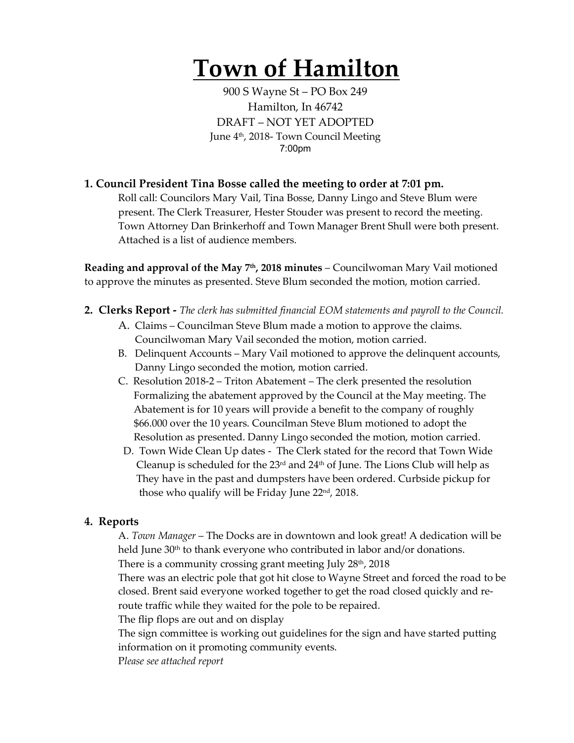# Town of Hamilton

900 S Wayne St – PO Box 249
Hamilton, In 46742
DRAFT – NOT YET ADOPTED
June 4th, 2018- Town Council Meeting
7:00pm

**1. Council President Tina Bosse called the meeting to order at 7:01 pm.**

Roll call: Councilors Mary Vail, Tina Bosse, Danny Lingo and Steve Blum were present. The Clerk Treasurer, Hester Stouder was present to record the meeting. Town Attorney Dan Brinkerhoff and Town Manager Brent Shull were both present. Attached is a list of audience members.

**Reading and approval of the May 7th, 2018 minutes** – Councilwoman Mary Vail motioned to approve the minutes as presented. Steve Blum seconded the motion, motion carried.

**2. Clerks Report -** *The clerk has submitted financial EOM statements and payroll to the Council.*

A. Claims – Councilman Steve Blum made a motion to approve the claims. Councilwoman Mary Vail seconded the motion, motion carried.

B. Delinquent Accounts – Mary Vail motioned to approve the delinquent accounts, Danny Lingo seconded the motion, motion carried.

C. Resolution 2018-2 – Triton Abatement – The clerk presented the resolution Formalizing the abatement approved by the Council at the May meeting. The Abatement is for 10 years will provide a benefit to the company of roughly $66.000 over the 10 years. Councilman Steve Blum motioned to adopt the Resolution as presented. Danny Lingo seconded the motion, motion carried.

D. Town Wide Clean Up dates - The Clerk stated for the record that Town Wide Cleanup is scheduled for the 23rd and 24th of June. The Lions Club will help as They have in the past and dumpsters have been ordered. Curbside pickup for those who qualify will be Friday June 22nd, 2018.

**4. Reports**

A. *Town Manager* – The Docks are in downtown and look great! A dedication will be held June 30th to thank everyone who contributed in labor and/or donations.
There is a community crossing grant meeting July 28th, 2018
There was an electric pole that got hit close to Wayne Street and forced the road to be closed. Brent said everyone worked together to get the road closed quickly and re-route traffic while they waited for the pole to be repaired.
The flip flops are out and on display
The sign committee is working out guidelines for the sign and have started putting information on it promoting community events.
*Please see attached report*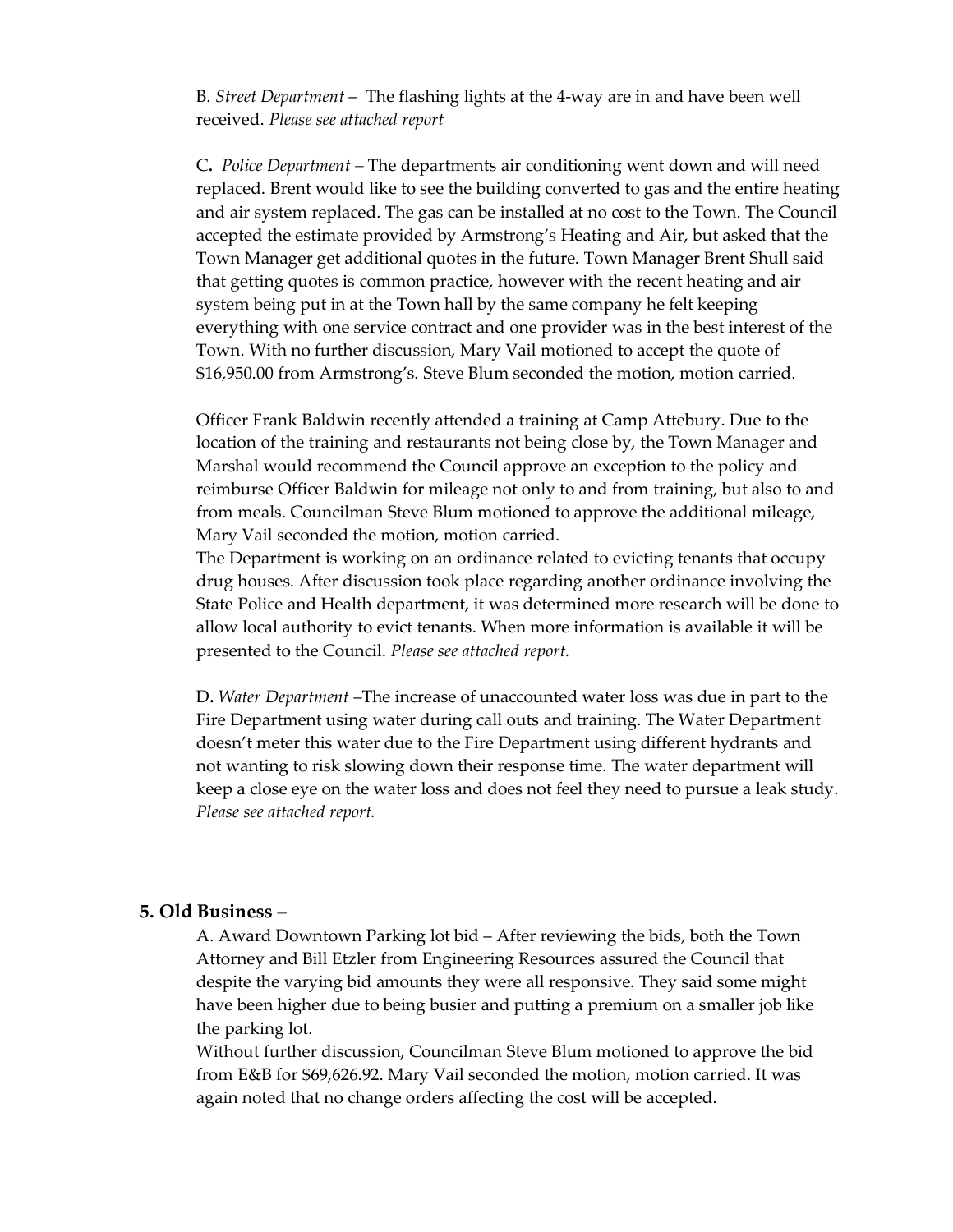B. *Street Department* – The flashing lights at the 4-way are in and have been well received. *Please see attached report*

C. *Police Department* – The departments air conditioning went down and will need replaced. Brent would like to see the building converted to gas and the entire heating and air system replaced. The gas can be installed at no cost to the Town. The Council accepted the estimate provided by Armstrong's Heating and Air, but asked that the Town Manager get additional quotes in the future. Town Manager Brent Shull said that getting quotes is common practice, however with the recent heating and air system being put in at the Town hall by the same company he felt keeping everything with one service contract and one provider was in the best interest of the Town. With no further discussion, Mary Vail motioned to accept the quote of $16,950.00 from Armstrong's. Steve Blum seconded the motion, motion carried.

Officer Frank Baldwin recently attended a training at Camp Attebury. Due to the location of the training and restaurants not being close by, the Town Manager and Marshal would recommend the Council approve an exception to the policy and reimburse Officer Baldwin for mileage not only to and from training, but also to and from meals. Councilman Steve Blum motioned to approve the additional mileage, Mary Vail seconded the motion, motion carried.

The Department is working on an ordinance related to evicting tenants that occupy drug houses. After discussion took place regarding another ordinance involving the State Police and Health department, it was determined more research will be done to allow local authority to evict tenants. When more information is available it will be presented to the Council. *Please see attached report.*

D. *Water Department* –The increase of unaccounted water loss was due in part to the Fire Department using water during call outs and training. The Water Department doesn't meter this water due to the Fire Department using different hydrants and not wanting to risk slowing down their response time. The water department will keep a close eye on the water loss and does not feel they need to pursue a leak study. *Please see attached report.*

## 5. Old Business –

A. Award Downtown Parking lot bid – After reviewing the bids, both the Town Attorney and Bill Etzler from Engineering Resources assured the Council that despite the varying bid amounts they were all responsive. They said some might have been higher due to being busier and putting a premium on a smaller job like the parking lot.

Without further discussion, Councilman Steve Blum motioned to approve the bid from E&B for $69,626.92. Mary Vail seconded the motion, motion carried. It was again noted that no change orders affecting the cost will be accepted.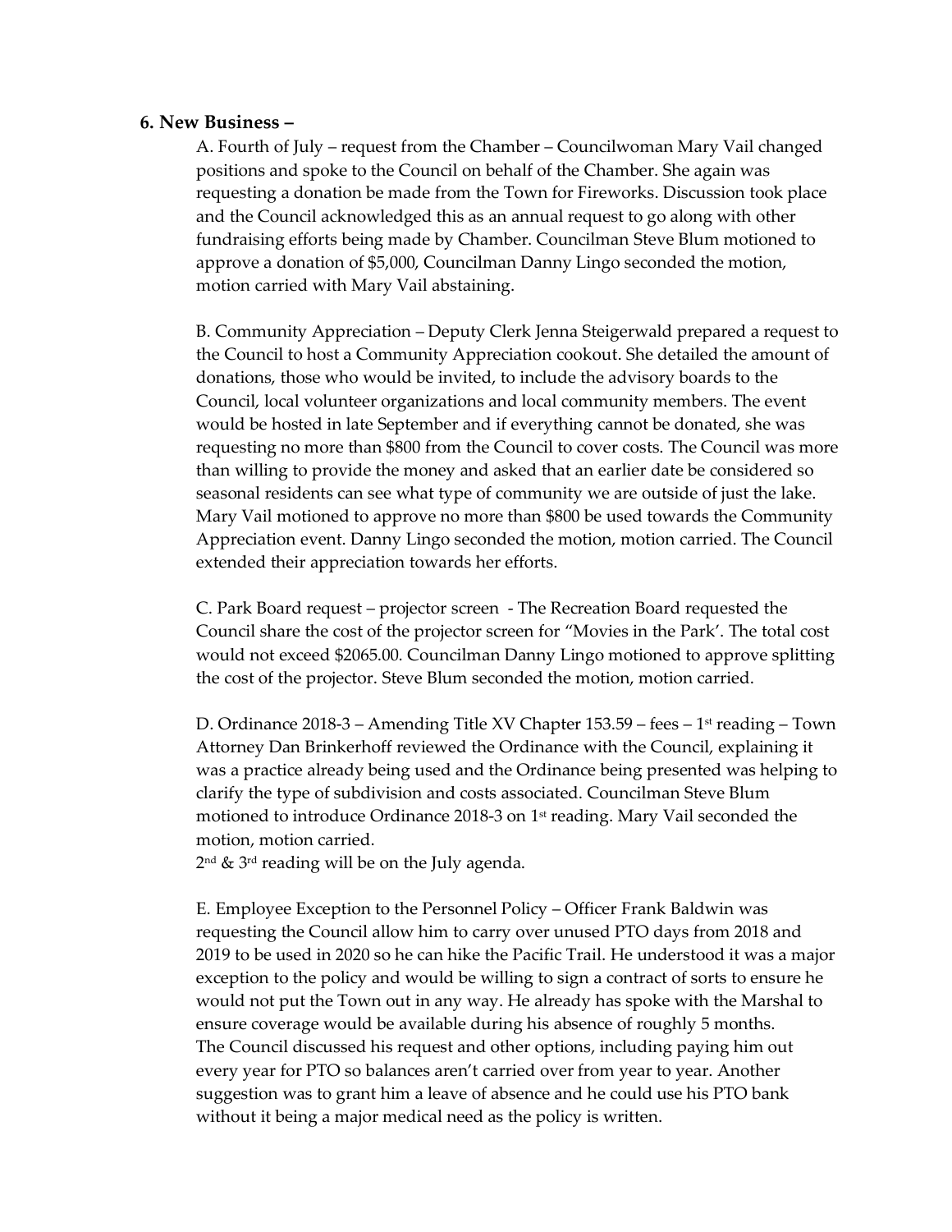## 6. New Business –

A. Fourth of July – request from the Chamber – Councilwoman Mary Vail changed positions and spoke to the Council on behalf of the Chamber. She again was requesting a donation be made from the Town for Fireworks. Discussion took place and the Council acknowledged this as an annual request to go along with other fundraising efforts being made by Chamber. Councilman Steve Blum motioned to approve a donation of $5,000, Councilman Danny Lingo seconded the motion, motion carried with Mary Vail abstaining.

B. Community Appreciation – Deputy Clerk Jenna Steigerwald prepared a request to the Council to host a Community Appreciation cookout. She detailed the amount of donations, those who would be invited, to include the advisory boards to the Council, local volunteer organizations and local community members. The event would be hosted in late September and if everything cannot be donated, she was requesting no more than $800 from the Council to cover costs. The Council was more than willing to provide the money and asked that an earlier date be considered so seasonal residents can see what type of community we are outside of just the lake. Mary Vail motioned to approve no more than $800 be used towards the Community Appreciation event. Danny Lingo seconded the motion, motion carried. The Council extended their appreciation towards her efforts.

C. Park Board request – projector screen - The Recreation Board requested the Council share the cost of the projector screen for "Movies in the Park'. The total cost would not exceed $2065.00. Councilman Danny Lingo motioned to approve splitting the cost of the projector. Steve Blum seconded the motion, motion carried.

D. Ordinance 2018-3 – Amending Title XV Chapter 153.59 – fees – 1st reading – Town Attorney Dan Brinkerhoff reviewed the Ordinance with the Council, explaining it was a practice already being used and the Ordinance being presented was helping to clarify the type of subdivision and costs associated. Councilman Steve Blum motioned to introduce Ordinance 2018-3 on 1st reading. Mary Vail seconded the motion, motion carried.
2nd & 3rd reading will be on the July agenda.

E. Employee Exception to the Personnel Policy – Officer Frank Baldwin was requesting the Council allow him to carry over unused PTO days from 2018 and 2019 to be used in 2020 so he can hike the Pacific Trail. He understood it was a major exception to the policy and would be willing to sign a contract of sorts to ensure he would not put the Town out in any way. He already has spoke with the Marshal to ensure coverage would be available during his absence of roughly 5 months.
The Council discussed his request and other options, including paying him out every year for PTO so balances aren't carried over from year to year. Another suggestion was to grant him a leave of absence and he could use his PTO bank without it being a major medical need as the policy is written.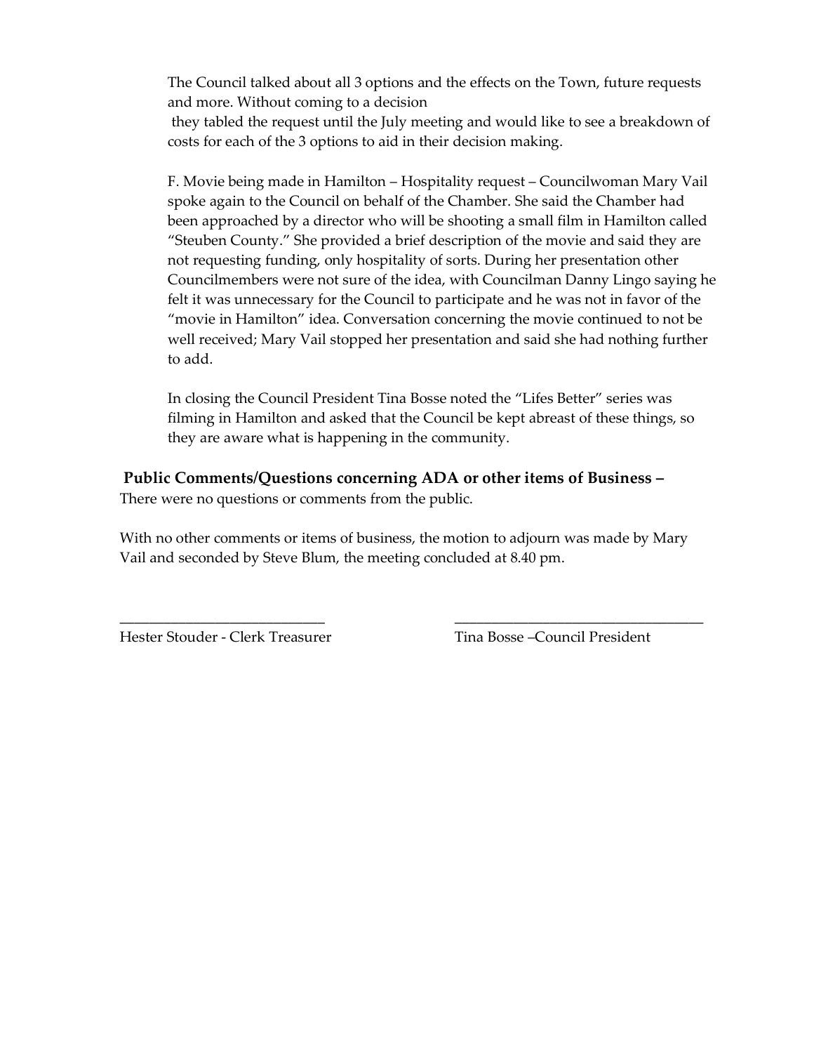The Council talked about all 3 options and the effects on the Town, future requests and more. Without coming to a decision they tabled the request until the July meeting and would like to see a breakdown of costs for each of the 3 options to aid in their decision making.

F. Movie being made in Hamilton – Hospitality request – Councilwoman Mary Vail spoke again to the Council on behalf of the Chamber. She said the Chamber had been approached by a director who will be shooting a small film in Hamilton called "Steuben County." She provided a brief description of the movie and said they are not requesting funding, only hospitality of sorts. During her presentation other Councilmembers were not sure of the idea, with Councilman Danny Lingo saying he felt it was unnecessary for the Council to participate and he was not in favor of the "movie in Hamilton" idea. Conversation concerning the movie continued to not be well received; Mary Vail stopped her presentation and said she had nothing further to add.

In closing the Council President Tina Bosse noted the "Lifes Better" series was filming in Hamilton and asked that the Council be kept abreast of these things, so they are aware what is happening in the community.

**Public Comments/Questions concerning ADA or other items of Business –**
There were no questions or comments from the public.

With no other comments or items of business, the motion to adjourn was made by Mary Vail and seconded by Steve Blum, the meeting concluded at 8.40 pm.

\_\_\_\_\_\_\_\_\_\_\_\_\_\_\_\_\_\_\_\_\_\_\_\_\_\_\_\_ \_\_\_\_\_\_\_\_\_\_\_\_\_\_\_\_\_\_\_\_\_\_\_\_\_\_\_\_\_\_\_\_\_\_

Hester Stouder - Clerk Treasurer Tina Bosse –Council President